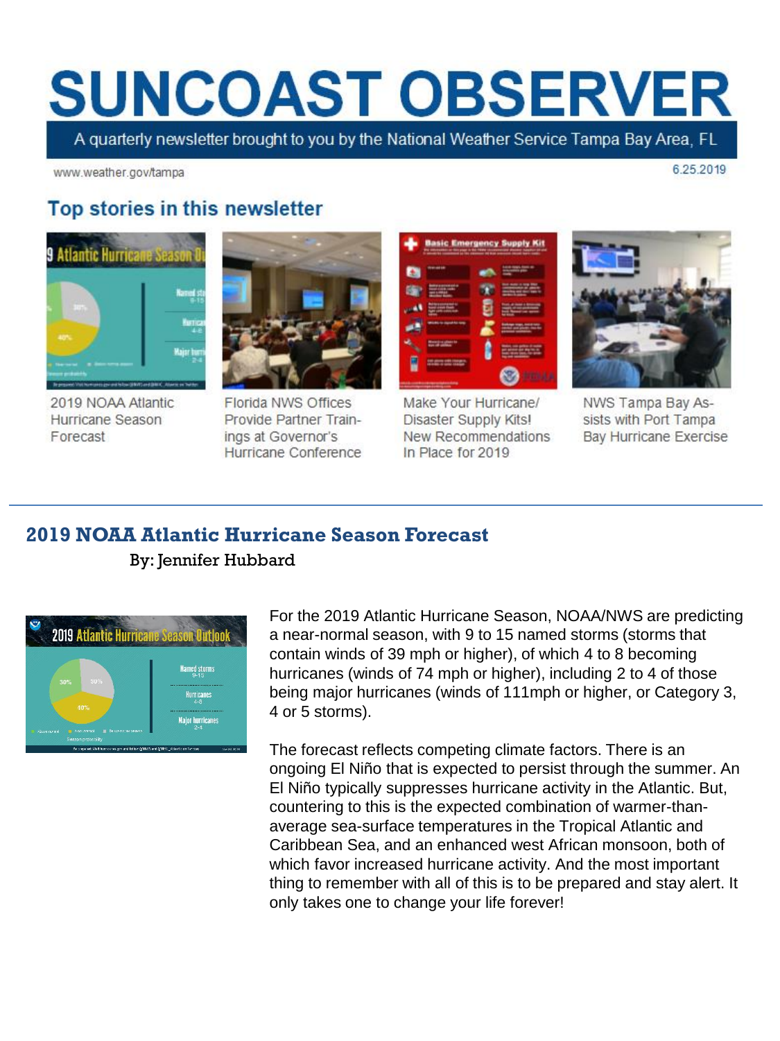# SUNCOAST OBSERVER

A quarterly newsletter brought to you by the National Weather Service Tampa Bay Area, FL

www.weather.gov/tampa

6.25.2019

## Top stories in this newsletter

2019 NOAA Atlantic Hurricane Season Forecast

Florida NWS Offices Provide Partner Trainings at Governor's Hurricane Conference

Make Your Hurricane/ Disaster Supply Kits! New Recommendations In Place for 2019

NWS Tampa Bay Assists with Port Tampa Bay Hurricane Exercise

## 2019 NOAA Atlantic Hurricane Season Forecast

By: Jennifer Hubbard

For the 2019 Atlantic Hurricane Season, NOAA/NWS are predicting a near-normal season, with 9 to 15 named storms (storms that contain winds of 39 mph or higher), of which 4 to 8 becoming hurricanes (winds of 74 mph or higher), including 2 to 4 of those being major hurricanes (winds of 111mph or higher, or Category 3, 4 or 5 storms).

The forecast reflects competing climate factors. There is an ongoing El Niño that is expected to persist through the summer. An El Niño typically suppresses hurricane activity in the Atlantic. But, countering to this is the expected combination of warmer-than-average sea-surface temperatures in the Tropical Atlantic and Caribbean Sea, and an enhanced west African monsoon, both of which favor increased hurricane activity. And the most important thing to remember with all of this is to be prepared and stay alert. It only takes one to change your life forever!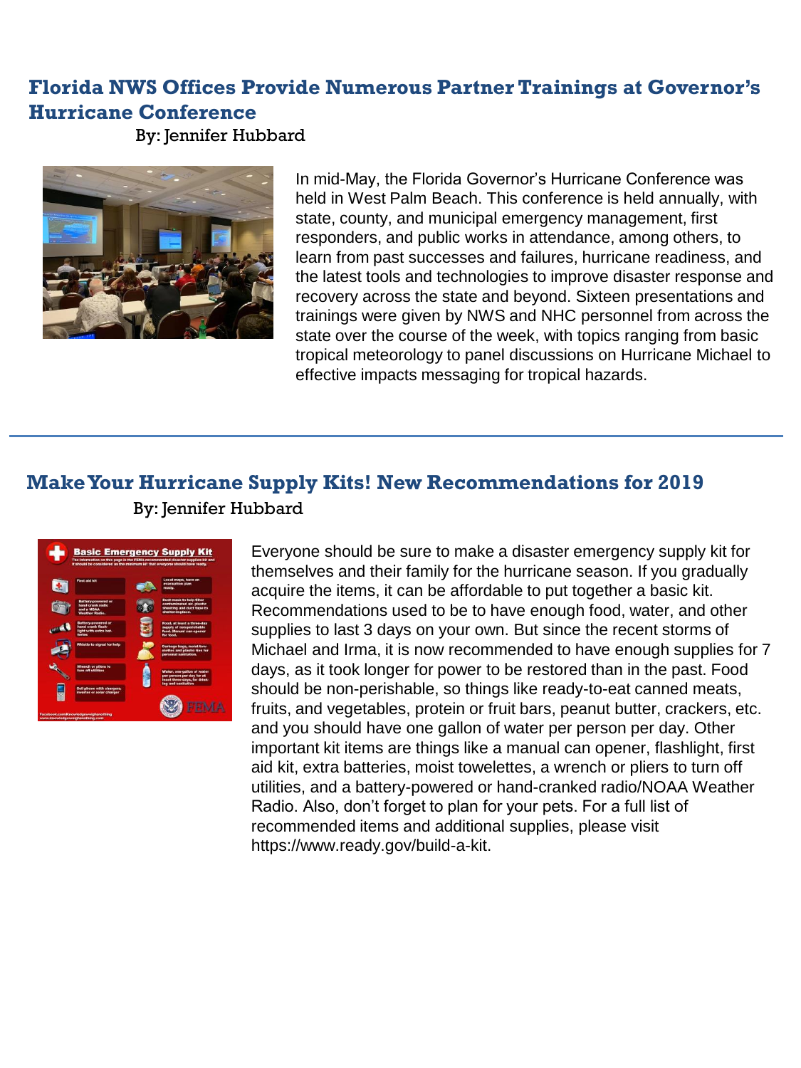## Florida NWS Offices Provide Numerous Partner Trainings at Governor's Hurricane Conference

By: Jennifer Hubbard

In mid-May, the Florida Governor's Hurricane Conference was held in West Palm Beach. This conference is held annually, with state, county, and municipal emergency management, first responders, and public works in attendance, among others, to learn from past successes and failures, hurricane readiness, and the latest tools and technologies to improve disaster response and recovery across the state and beyond. Sixteen presentations and trainings were given by NWS and NHC personnel from across the state over the course of the week, with topics ranging from basic tropical meteorology to panel discussions on Hurricane Michael to effective impacts messaging for tropical hazards.

---

## Make Your Hurricane Supply Kits! New Recommendations for 2019

By: Jennifer Hubbard

Everyone should be sure to make a disaster emergency supply kit for themselves and their family for the hurricane season. If you gradually acquire the items, it can be affordable to put together a basic kit. Recommendations used to be to have enough food, water, and other supplies to last 3 days on your own. But since the recent storms of Michael and Irma, it is now recommended to have enough supplies for 7 days, as it took longer for power to be restored than in the past. Food should be non-perishable, so things like ready-to-eat canned meats, fruits, and vegetables, protein or fruit bars, peanut butter, crackers, etc. and you should have one gallon of water per person per day. Other important kit items are things like a manual can opener, flashlight, first aid kit, extra batteries, moist towelettes, a wrench or pliers to turn off utilities, and a battery-powered or hand-cranked radio/NOAA Weather Radio. Also, don't forget to plan for your pets. For a full list of recommended items and additional supplies, please visit https://www.ready.gov/build-a-kit.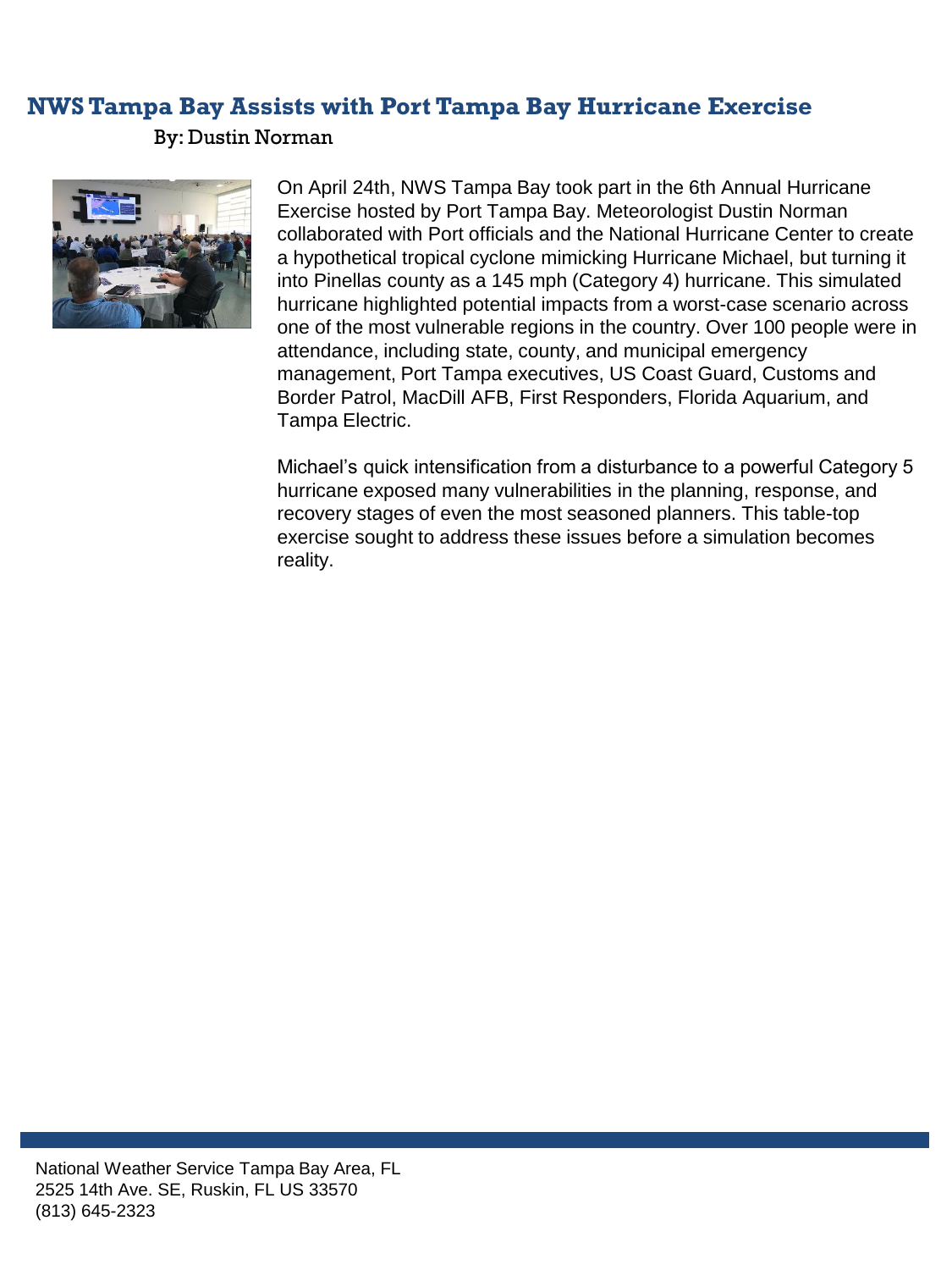## NWS Tampa Bay Assists with Port Tampa Bay Hurricane Exercise

By: Dustin Norman

On April 24th, NWS Tampa Bay took part in the 6th Annual Hurricane Exercise hosted by Port Tampa Bay. Meteorologist Dustin Norman collaborated with Port officials and the National Hurricane Center to create a hypothetical tropical cyclone mimicking Hurricane Michael, but turning it into Pinellas county as a 145 mph (Category 4) hurricane. This simulated hurricane highlighted potential impacts from a worst-case scenario across one of the most vulnerable regions in the country. Over 100 people were in attendance, including state, county, and municipal emergency management, Port Tampa executives, US Coast Guard, Customs and Border Patrol, MacDill AFB, First Responders, Florida Aquarium, and Tampa Electric.

Michael's quick intensification from a disturbance to a powerful Category 5 hurricane exposed many vulnerabilities in the planning, response, and recovery stages of even the most seasoned planners. This table-top exercise sought to address these issues before a simulation becomes reality.